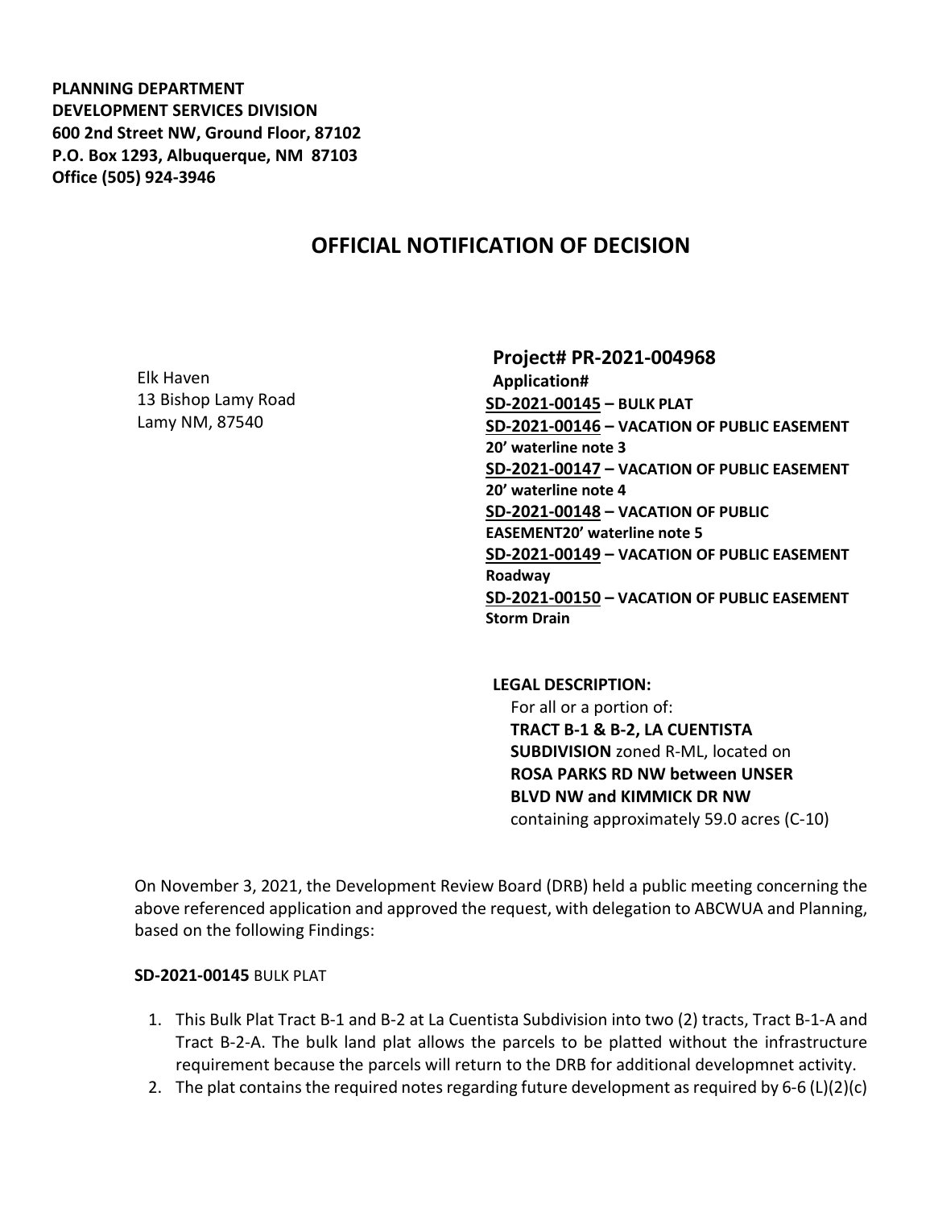**PLANNING DEPARTMENT**
**DEVELOPMENT SERVICES DIVISION**
**600 2nd Street NW, Ground Floor, 87102**
**P.O. Box 1293, Albuquerque, NM 87103**
**Office (505) 924-3946**

# OFFICIAL NOTIFICATION OF DECISION

Elk Haven
13 Bishop Lamy Road
Lamy NM, 87540

## Project# PR-2021-004968

**Application#**
**SD-2021-00145 – BULK PLAT**
**SD-2021-00146 – VACATION OF PUBLIC EASEMENT 20' waterline note 3**
**SD-2021-00147 – VACATION OF PUBLIC EASEMENT 20' waterline note 4**
**SD-2021-00148 – VACATION OF PUBLIC EASEMENT20' waterline note 5**
**SD-2021-00149 – VACATION OF PUBLIC EASEMENT Roadway**
**SD-2021-00150 – VACATION OF PUBLIC EASEMENT Storm Drain**

**LEGAL DESCRIPTION:**
For all or a portion of:
**TRACT B-1 & B-2, LA CUENTISTA SUBDIVISION** zoned R-ML, located on **ROSA PARKS RD NW between UNSER BLVD NW and KIMMICK DR NW** containing approximately 59.0 acres (C-10)

On November 3, 2021, the Development Review Board (DRB) held a public meeting concerning the above referenced application and approved the request, with delegation to ABCWUA and Planning, based on the following Findings:

**SD-2021-00145** BULK PLAT

1. This Bulk Plat Tract B-1 and B-2 at La Cuentista Subdivision into two (2) tracts, Tract B-1-A and Tract B-2-A. The bulk land plat allows the parcels to be platted without the infrastructure requirement because the parcels will return to the DRB for additional developmnet activity.
2. The plat contains the required notes regarding future development as required by 6-6 (L)(2)(c)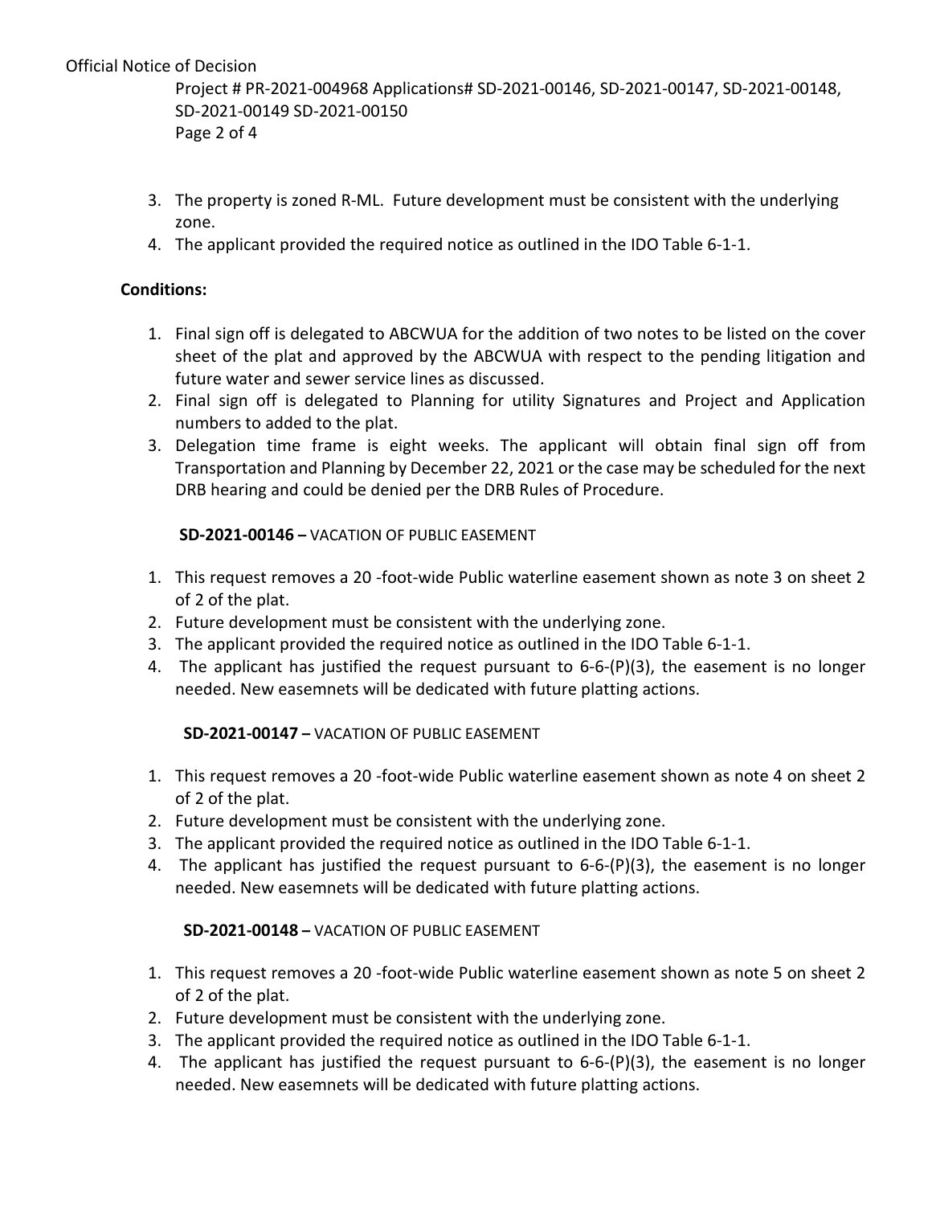3. The property is zoned R-ML. Future development must be consistent with the underlying zone.
4. The applicant provided the required notice as outlined in the IDO Table 6-1-1.

**Conditions:**

1. Final sign off is delegated to ABCWUA for the addition of two notes to be listed on the cover sheet of the plat and approved by the ABCWUA with respect to the pending litigation and future water and sewer service lines as discussed.
2. Final sign off is delegated to Planning for utility Signatures and Project and Application numbers to added to the plat.
3. Delegation time frame is eight weeks. The applicant will obtain final sign off from Transportation and Planning by December 22, 2021 or the case may be scheduled for the next DRB hearing and could be denied per the DRB Rules of Procedure.

**SD-2021-00146 –** VACATION OF PUBLIC EASEMENT

1. This request removes a 20 -foot-wide Public waterline easement shown as note 3 on sheet 2 of 2 of the plat.
2. Future development must be consistent with the underlying zone.
3. The applicant provided the required notice as outlined in the IDO Table 6-1-1.
4. The applicant has justified the request pursuant to 6-6-(P)(3), the easement is no longer needed. New easemnets will be dedicated with future platting actions.

**SD-2021-00147 –** VACATION OF PUBLIC EASEMENT

1. This request removes a 20 -foot-wide Public waterline easement shown as note 4 on sheet 2 of 2 of the plat.
2. Future development must be consistent with the underlying zone.
3. The applicant provided the required notice as outlined in the IDO Table 6-1-1.
4. The applicant has justified the request pursuant to 6-6-(P)(3), the easement is no longer needed. New easemnets will be dedicated with future platting actions.

**SD-2021-00148 –** VACATION OF PUBLIC EASEMENT

1. This request removes a 20 -foot-wide Public waterline easement shown as note 5 on sheet 2 of 2 of the plat.
2. Future development must be consistent with the underlying zone.
3. The applicant provided the required notice as outlined in the IDO Table 6-1-1.
4. The applicant has justified the request pursuant to 6-6-(P)(3), the easement is no longer needed. New easemnets will be dedicated with future platting actions.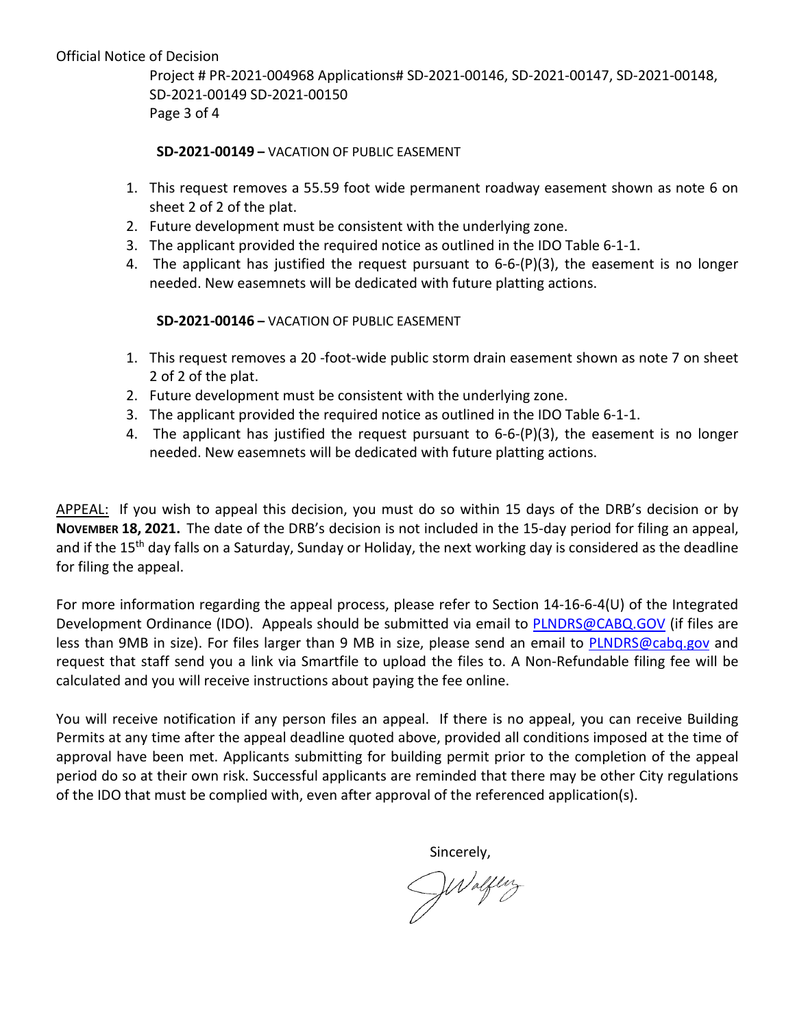**SD-2021-00149 –** VACATION OF PUBLIC EASEMENT

1. This request removes a 55.59 foot wide permanent roadway easement shown as note 6 on sheet 2 of 2 of the plat.
2. Future development must be consistent with the underlying zone.
3. The applicant provided the required notice as outlined in the IDO Table 6-1-1.
4. The applicant has justified the request pursuant to 6-6-(P)(3), the easement is no longer needed. New easemnets will be dedicated with future platting actions.

**SD-2021-00146 –** VACATION OF PUBLIC EASEMENT

1. This request removes a 20 -foot-wide public storm drain easement shown as note 7 on sheet 2 of 2 of the plat.
2. Future development must be consistent with the underlying zone.
3. The applicant provided the required notice as outlined in the IDO Table 6-1-1.
4. The applicant has justified the request pursuant to 6-6-(P)(3), the easement is no longer needed. New easemnets will be dedicated with future platting actions.

APPEAL: If you wish to appeal this decision, you must do so within 15 days of the DRB's decision or by **NOVEMBER 18, 2021.** The date of the DRB's decision is not included in the 15-day period for filing an appeal, and if the 15th day falls on a Saturday, Sunday or Holiday, the next working day is considered as the deadline for filing the appeal.

For more information regarding the appeal process, please refer to Section 14-16-6-4(U) of the Integrated Development Ordinance (IDO). Appeals should be submitted via email to PLNDRS@CABQ.GOV (if files are less than 9MB in size). For files larger than 9 MB in size, please send an email to PLNDRS@cabq.gov and request that staff send you a link via Smartfile to upload the files to. A Non-Refundable filing fee will be calculated and you will receive instructions about paying the fee online.

You will receive notification if any person files an appeal. If there is no appeal, you can receive Building Permits at any time after the appeal deadline quoted above, provided all conditions imposed at the time of approval have been met. Applicants submitting for building permit prior to the completion of the appeal period do so at their own risk. Successful applicants are reminded that there may be other City regulations of the IDO that must be complied with, even after approval of the referenced application(s).

Sincerely,

JWolfley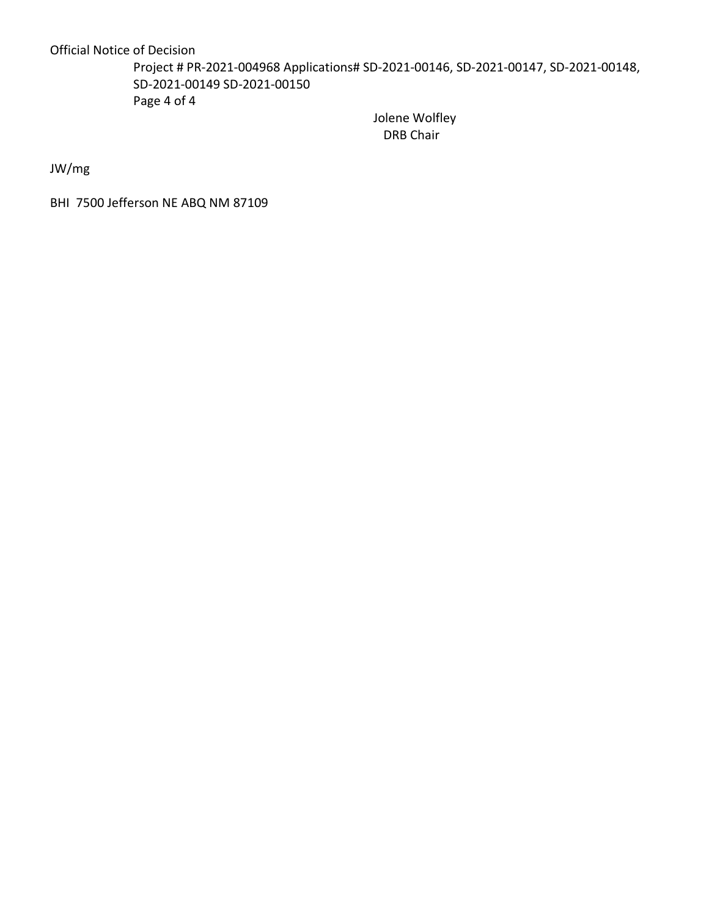Jolene Wolfley
DRB Chair

JW/mg

BHI 7500 Jefferson NE ABQ NM 87109